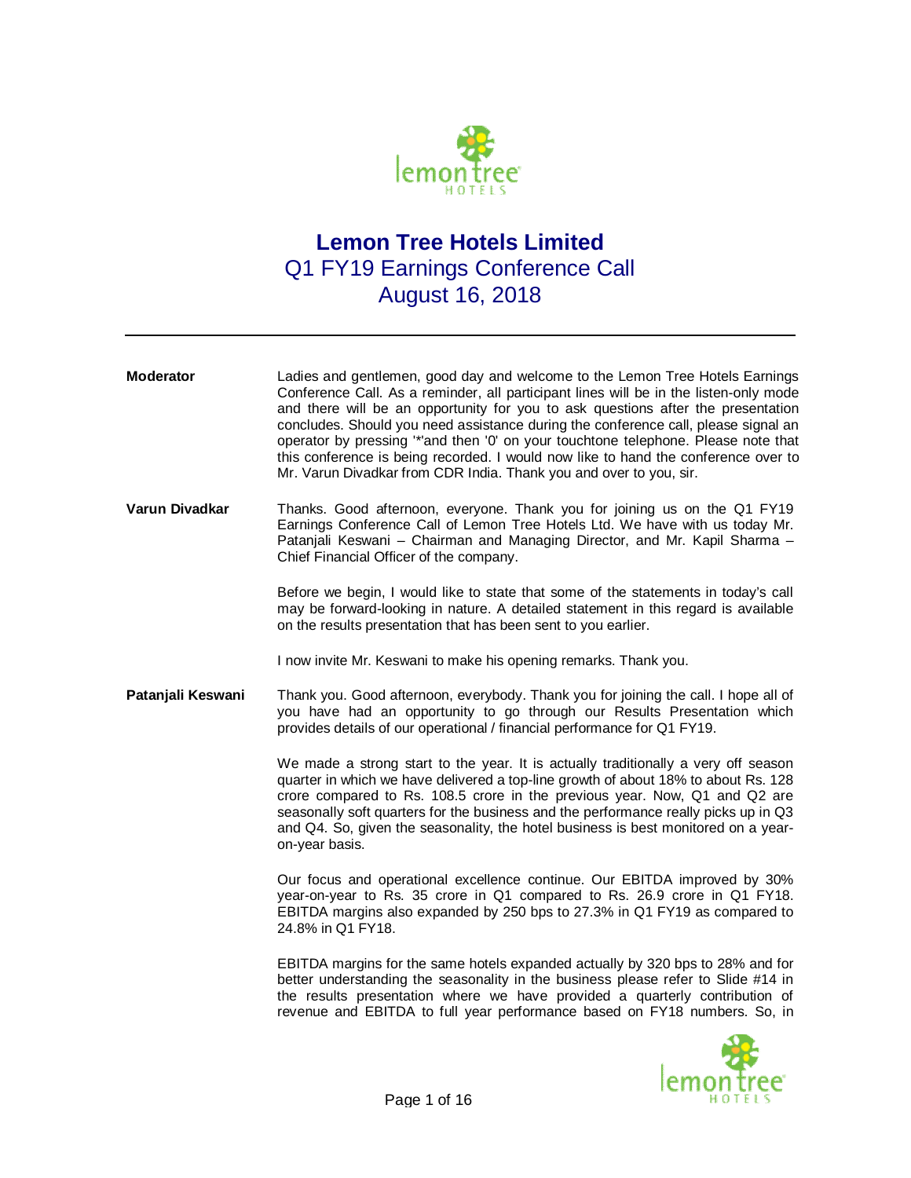# Lemon Tree Hotels Limited

## Q1 FY19 Earnings Conference Call
## August 16, 2018

---

**Moderator**: Ladies and gentlemen, good day and welcome to the Lemon Tree Hotels Earnings Conference Call. As a reminder, all participant lines will be in the listen-only mode and there will be an opportunity for you to ask questions after the presentation concludes. Should you need assistance during the conference call, please signal an operator by pressing '*'and then '0' on your touchtone telephone. Please note that this conference is being recorded. I would now like to hand the conference over to Mr. Varun Divadkar from CDR India. Thank you and over to you, sir.

**Varun Divadkar**: Thanks. Good afternoon, everyone. Thank you for joining us on the Q1 FY19 Earnings Conference Call of Lemon Tree Hotels Ltd. We have with us today Mr. Patanjali Keswani – Chairman and Managing Director, and Mr. Kapil Sharma – Chief Financial Officer of the company.

Before we begin, I would like to state that some of the statements in today's call may be forward-looking in nature. A detailed statement in this regard is available on the results presentation that has been sent to you earlier.

I now invite Mr. Keswani to make his opening remarks. Thank you.

**Patanjali Keswani**: Thank you. Good afternoon, everybody. Thank you for joining the call. I hope all of you have had an opportunity to go through our Results Presentation which provides details of our operational / financial performance for Q1 FY19.

We made a strong start to the year. It is actually traditionally a very off season quarter in which we have delivered a top-line growth of about 18% to about Rs. 128 crore compared to Rs. 108.5 crore in the previous year. Now, Q1 and Q2 are seasonally soft quarters for the business and the performance really picks up in Q3 and Q4. So, given the seasonality, the hotel business is best monitored on a year-on-year basis.

Our focus and operational excellence continue. Our EBITDA improved by 30% year-on-year to Rs. 35 crore in Q1 compared to Rs. 26.9 crore in Q1 FY18. EBITDA margins also expanded by 250 bps to 27.3% in Q1 FY19 as compared to 24.8% in Q1 FY18.

EBITDA margins for the same hotels expanded actually by 320 bps to 28% and for better understanding the seasonality in the business please refer to Slide #14 in the results presentation where we have provided a quarterly contribution of revenue and EBITDA to full year performance based on FY18 numbers. So, in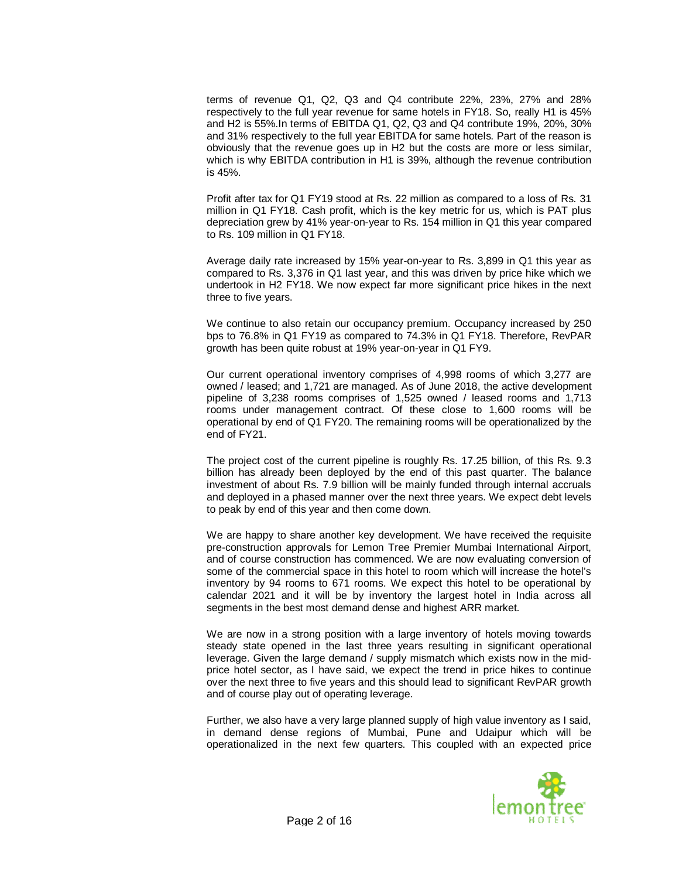terms of revenue Q1, Q2, Q3 and Q4 contribute 22%, 23%, 27% and 28% respectively to the full year revenue for same hotels in FY18. So, really H1 is 45% and H2 is 55%.In terms of EBITDA Q1, Q2, Q3 and Q4 contribute 19%, 20%, 30% and 31% respectively to the full year EBITDA for same hotels. Part of the reason is obviously that the revenue goes up in H2 but the costs are more or less similar, which is why EBITDA contribution in H1 is 39%, although the revenue contribution is 45%.

Profit after tax for Q1 FY19 stood at Rs. 22 million as compared to a loss of Rs. 31 million in Q1 FY18. Cash profit, which is the key metric for us, which is PAT plus depreciation grew by 41% year-on-year to Rs. 154 million in Q1 this year compared to Rs. 109 million in Q1 FY18.

Average daily rate increased by 15% year-on-year to Rs. 3,899 in Q1 this year as compared to Rs. 3,376 in Q1 last year, and this was driven by price hike which we undertook in H2 FY18. We now expect far more significant price hikes in the next three to five years.

We continue to also retain our occupancy premium. Occupancy increased by 250 bps to 76.8% in Q1 FY19 as compared to 74.3% in Q1 FY18. Therefore, RevPAR growth has been quite robust at 19% year-on-year in Q1 FY9.

Our current operational inventory comprises of 4,998 rooms of which 3,277 are owned / leased; and 1,721 are managed. As of June 2018, the active development pipeline of 3,238 rooms comprises of 1,525 owned / leased rooms and 1,713 rooms under management contract. Of these close to 1,600 rooms will be operational by end of Q1 FY20. The remaining rooms will be operationalized by the end of FY21.

The project cost of the current pipeline is roughly Rs. 17.25 billion, of this Rs. 9.3 billion has already been deployed by the end of this past quarter. The balance investment of about Rs. 7.9 billion will be mainly funded through internal accruals and deployed in a phased manner over the next three years. We expect debt levels to peak by end of this year and then come down.

We are happy to share another key development. We have received the requisite pre-construction approvals for Lemon Tree Premier Mumbai International Airport, and of course construction has commenced. We are now evaluating conversion of some of the commercial space in this hotel to room which will increase the hotel's inventory by 94 rooms to 671 rooms. We expect this hotel to be operational by calendar 2021 and it will be by inventory the largest hotel in India across all segments in the best most demand dense and highest ARR market.

We are now in a strong position with a large inventory of hotels moving towards steady state opened in the last three years resulting in significant operational leverage. Given the large demand / supply mismatch which exists now in the mid-price hotel sector, as I have said, we expect the trend in price hikes to continue over the next three to five years and this should lead to significant RevPAR growth and of course play out of operating leverage.

Further, we also have a very large planned supply of high value inventory as I said, in demand dense regions of Mumbai, Pune and Udaipur which will be operationalized in the next few quarters. This coupled with an expected price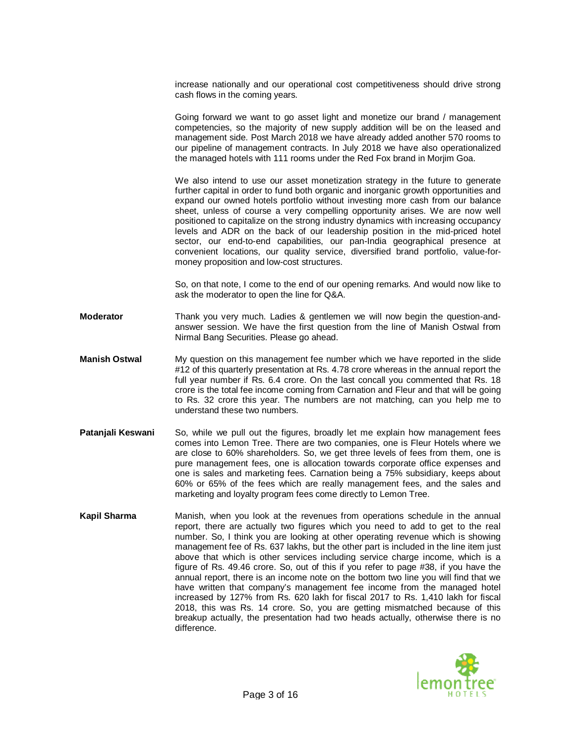increase nationally and our operational cost competitiveness should drive strong cash flows in the coming years.

Going forward we want to go asset light and monetize our brand / management competencies, so the majority of new supply addition will be on the leased and management side. Post March 2018 we have already added another 570 rooms to our pipeline of management contracts. In July 2018 we have also operationalized the managed hotels with 111 rooms under the Red Fox brand in Morjim Goa.

We also intend to use our asset monetization strategy in the future to generate further capital in order to fund both organic and inorganic growth opportunities and expand our owned hotels portfolio without investing more cash from our balance sheet, unless of course a very compelling opportunity arises. We are now well positioned to capitalize on the strong industry dynamics with increasing occupancy levels and ADR on the back of our leadership position in the mid-priced hotel sector, our end-to-end capabilities, our pan-India geographical presence at convenient locations, our quality service, diversified brand portfolio, value-for-money proposition and low-cost structures.

So, on that note, I come to the end of our opening remarks. And would now like to ask the moderator to open the line for Q&A.

**Moderator** Thank you very much. Ladies & gentlemen we will now begin the question-and-answer session. We have the first question from the line of Manish Ostwal from Nirmal Bang Securities. Please go ahead.

**Manish Ostwal** My question on this management fee number which we have reported in the slide #12 of this quarterly presentation at Rs. 4.78 crore whereas in the annual report the full year number if Rs. 6.4 crore. On the last concall you commented that Rs. 18 crore is the total fee income coming from Carnation and Fleur and that will be going to Rs. 32 crore this year. The numbers are not matching, can you help me to understand these two numbers.

**Patanjali Keswani** So, while we pull out the figures, broadly let me explain how management fees comes into Lemon Tree. There are two companies, one is Fleur Hotels where we are close to 60% shareholders. So, we get three levels of fees from them, one is pure management fees, one is allocation towards corporate office expenses and one is sales and marketing fees. Carnation being a 75% subsidiary, keeps about 60% or 65% of the fees which are really management fees, and the sales and marketing and loyalty program fees come directly to Lemon Tree.

**Kapil Sharma** Manish, when you look at the revenues from operations schedule in the annual report, there are actually two figures which you need to add to get to the real number. So, I think you are looking at other operating revenue which is showing management fee of Rs. 637 lakhs, but the other part is included in the line item just above that which is other services including service charge income, which is a figure of Rs. 49.46 crore. So, out of this if you refer to page #38, if you have the annual report, there is an income note on the bottom two line you will find that we have written that company's management fee income from the managed hotel increased by 127% from Rs. 620 lakh for fiscal 2017 to Rs. 1,410 lakh for fiscal 2018, this was Rs. 14 crore. So, you are getting mismatched because of this breakup actually, the presentation had two heads actually, otherwise there is no difference.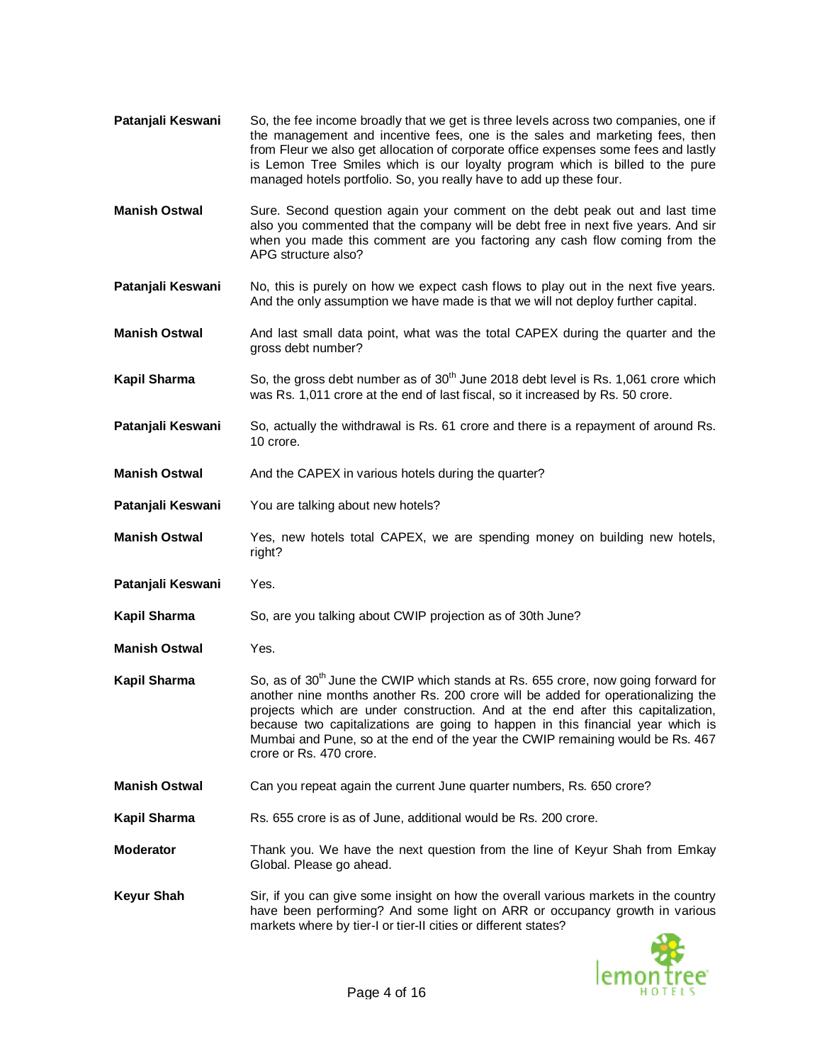**Patanjali Keswani** So, the fee income broadly that we get is three levels across two companies, one if the management and incentive fees, one is the sales and marketing fees, then from Fleur we also get allocation of corporate office expenses some fees and lastly is Lemon Tree Smiles which is our loyalty program which is billed to the pure managed hotels portfolio. So, you really have to add up these four.

**Manish Ostwal** Sure. Second question again your comment on the debt peak out and last time also you commented that the company will be debt free in next five years. And sir when you made this comment are you factoring any cash flow coming from the APG structure also?

**Patanjali Keswani** No, this is purely on how we expect cash flows to play out in the next five years. And the only assumption we have made is that we will not deploy further capital.

**Manish Ostwal** And last small data point, what was the total CAPEX during the quarter and the gross debt number?

**Kapil Sharma** So, the gross debt number as of 30th June 2018 debt level is Rs. 1,061 crore which was Rs. 1,011 crore at the end of last fiscal, so it increased by Rs. 50 crore.

**Patanjali Keswani** So, actually the withdrawal is Rs. 61 crore and there is a repayment of around Rs. 10 crore.

**Manish Ostwal** And the CAPEX in various hotels during the quarter?

**Patanjali Keswani** You are talking about new hotels?

**Manish Ostwal** Yes, new hotels total CAPEX, we are spending money on building new hotels, right?

**Patanjali Keswani** Yes.

**Kapil Sharma** So, are you talking about CWIP projection as of 30th June?

**Manish Ostwal** Yes.

**Kapil Sharma** So, as of 30th June the CWIP which stands at Rs. 655 crore, now going forward for another nine months another Rs. 200 crore will be added for operationalizing the projects which are under construction. And at the end after this capitalization, because two capitalizations are going to happen in this financial year which is Mumbai and Pune, so at the end of the year the CWIP remaining would be Rs. 467 crore or Rs. 470 crore.

**Manish Ostwal** Can you repeat again the current June quarter numbers, Rs. 650 crore?

**Kapil Sharma** Rs. 655 crore is as of June, additional would be Rs. 200 crore.

**Moderator** Thank you. We have the next question from the line of Keyur Shah from Emkay Global. Please go ahead.

**Keyur Shah** Sir, if you can give some insight on how the overall various markets in the country have been performing? And some light on ARR or occupancy growth in various markets where by tier-I or tier-II cities or different states?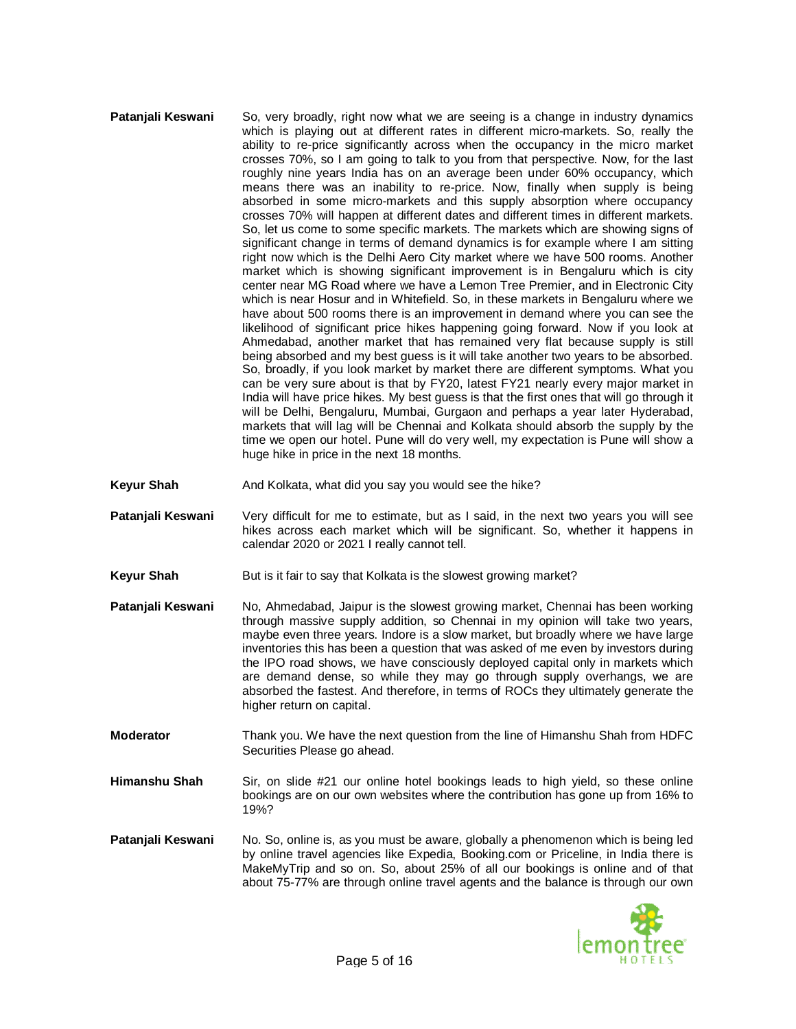**Patanjali Keswani** So, very broadly, right now what we are seeing is a change in industry dynamics which is playing out at different rates in different micro-markets. So, really the ability to re-price significantly across when the occupancy in the micro market crosses 70%, so I am going to talk to you from that perspective. Now, for the last roughly nine years India has on an average been under 60% occupancy, which means there was an inability to re-price. Now, finally when supply is being absorbed in some micro-markets and this supply absorption where occupancy crosses 70% will happen at different dates and different times in different markets. So, let us come to some specific markets. The markets which are showing signs of significant change in terms of demand dynamics is for example where I am sitting right now which is the Delhi Aero City market where we have 500 rooms. Another market which is showing significant improvement is in Bengaluru which is city center near MG Road where we have a Lemon Tree Premier, and in Electronic City which is near Hosur and in Whitefield. So, in these markets in Bengaluru where we have about 500 rooms there is an improvement in demand where you can see the likelihood of significant price hikes happening going forward. Now if you look at Ahmedabad, another market that has remained very flat because supply is still being absorbed and my best guess is it will take another two years to be absorbed. So, broadly, if you look market by market there are different symptoms. What you can be very sure about is that by FY20, latest FY21 nearly every major market in India will have price hikes. My best guess is that the first ones that will go through it will be Delhi, Bengaluru, Mumbai, Gurgaon and perhaps a year later Hyderabad, markets that will lag will be Chennai and Kolkata should absorb the supply by the time we open our hotel. Pune will do very well, my expectation is Pune will show a huge hike in price in the next 18 months.

**Keyur Shah** And Kolkata, what did you say you would see the hike?

**Patanjali Keswani** Very difficult for me to estimate, but as I said, in the next two years you will see hikes across each market which will be significant. So, whether it happens in calendar 2020 or 2021 I really cannot tell.

**Keyur Shah** But is it fair to say that Kolkata is the slowest growing market?

**Patanjali Keswani** No, Ahmedabad, Jaipur is the slowest growing market, Chennai has been working through massive supply addition, so Chennai in my opinion will take two years, maybe even three years. Indore is a slow market, but broadly where we have large inventories this has been a question that was asked of me even by investors during the IPO road shows, we have consciously deployed capital only in markets which are demand dense, so while they may go through supply overhangs, we are absorbed the fastest. And therefore, in terms of ROCs they ultimately generate the higher return on capital.

**Moderator** Thank you. We have the next question from the line of Himanshu Shah from HDFC Securities Please go ahead.

**Himanshu Shah** Sir, on slide #21 our online hotel bookings leads to high yield, so these online bookings are on our own websites where the contribution has gone up from 16% to 19%?

**Patanjali Keswani** No. So, online is, as you must be aware, globally a phenomenon which is being led by online travel agencies like Expedia, Booking.com or Priceline, in India there is MakeMyTrip and so on. So, about 25% of all our bookings is online and of that about 75-77% are through online travel agents and the balance is through our own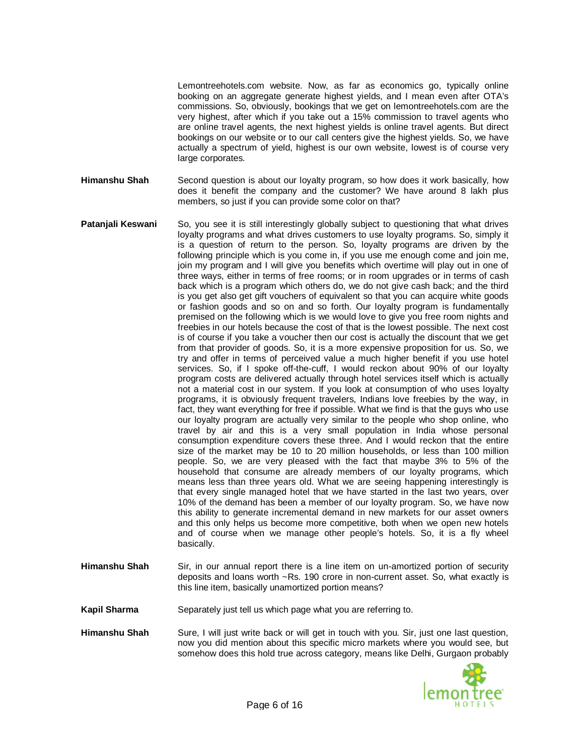Lemontreehotels.com website. Now, as far as economics go, typically online booking on an aggregate generate highest yields, and I mean even after OTA's commissions. So, obviously, bookings that we get on lemontreehotels.com are the very highest, after which if you take out a 15% commission to travel agents who are online travel agents, the next highest yields is online travel agents. But direct bookings on our website or to our call centers give the highest yields. So, we have actually a spectrum of yield, highest is our own website, lowest is of course very large corporates.

**Himanshu Shah** Second question is about our loyalty program, so how does it work basically, how does it benefit the company and the customer? We have around 8 lakh plus members, so just if you can provide some color on that?

**Patanjali Keswani** So, you see it is still interestingly globally subject to questioning that what drives loyalty programs and what drives customers to use loyalty programs. So, simply it is a question of return to the person. So, loyalty programs are driven by the following principle which is you come in, if you use me enough come and join me, join my program and I will give you benefits which overtime will play out in one of three ways, either in terms of free rooms; or in room upgrades or in terms of cash back which is a program which others do, we do not give cash back; and the third is you get also get gift vouchers of equivalent so that you can acquire white goods or fashion goods and so on and so forth. Our loyalty program is fundamentally premised on the following which is we would love to give you free room nights and freebies in our hotels because the cost of that is the lowest possible. The next cost is of course if you take a voucher then our cost is actually the discount that we get from that provider of goods. So, it is a more expensive proposition for us. So, we try and offer in terms of perceived value a much higher benefit if you use hotel services. So, if I spoke off-the-cuff, I would reckon about 90% of our loyalty program costs are delivered actually through hotel services itself which is actually not a material cost in our system. If you look at consumption of who uses loyalty programs, it is obviously frequent travelers, Indians love freebies by the way, in fact, they want everything for free if possible. What we find is that the guys who use our loyalty program are actually very similar to the people who shop online, who travel by air and this is a very small population in India whose personal consumption expenditure covers these three. And I would reckon that the entire size of the market may be 10 to 20 million households, or less than 100 million people. So, we are very pleased with the fact that maybe 3% to 5% of the household that consume are already members of our loyalty programs, which means less than three years old. What we are seeing happening interestingly is that every single managed hotel that we have started in the last two years, over 10% of the demand has been a member of our loyalty program. So, we have now this ability to generate incremental demand in new markets for our asset owners and this only helps us become more competitive, both when we open new hotels and of course when we manage other people's hotels. So, it is a fly wheel basically.

**Himanshu Shah** Sir, in our annual report there is a line item on un-amortized portion of security deposits and loans worth ~Rs. 190 crore in non-current asset. So, what exactly is this line item, basically unamortized portion means?

**Kapil Sharma** Separately just tell us which page what you are referring to.

**Himanshu Shah** Sure, I will just write back or will get in touch with you. Sir, just one last question, now you did mention about this specific micro markets where you would see, but somehow does this hold true across category, means like Delhi, Gurgaon probably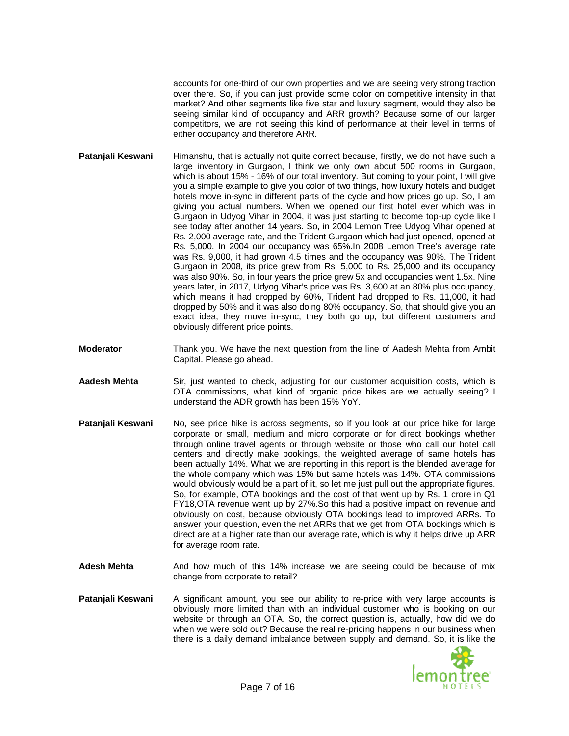accounts for one-third of our own properties and we are seeing very strong traction over there. So, if you can just provide some color on competitive intensity in that market? And other segments like five star and luxury segment, would they also be seeing similar kind of occupancy and ARR growth? Because some of our larger competitors, we are not seeing this kind of performance at their level in terms of either occupancy and therefore ARR.

**Patanjali Keswani** Himanshu, that is actually not quite correct because, firstly, we do not have such a large inventory in Gurgaon, I think we only own about 500 rooms in Gurgaon, which is about 15% - 16% of our total inventory. But coming to your point, I will give you a simple example to give you color of two things, how luxury hotels and budget hotels move in-sync in different parts of the cycle and how prices go up. So, I am giving you actual numbers. When we opened our first hotel ever which was in Gurgaon in Udyog Vihar in 2004, it was just starting to become top-up cycle like I see today after another 14 years. So, in 2004 Lemon Tree Udyog Vihar opened at Rs. 2,000 average rate, and the Trident Gurgaon which had just opened, opened at Rs. 5,000. In 2004 our occupancy was 65%.In 2008 Lemon Tree's average rate was Rs. 9,000, it had grown 4.5 times and the occupancy was 90%. The Trident Gurgaon in 2008, its price grew from Rs. 5,000 to Rs. 25,000 and its occupancy was also 90%. So, in four years the price grew 5x and occupancies went 1.5x. Nine years later, in 2017, Udyog Vihar's price was Rs. 3,600 at an 80% plus occupancy, which means it had dropped by 60%, Trident had dropped to Rs. 11,000, it had dropped by 50% and it was also doing 80% occupancy. So, that should give you an exact idea, they move in-sync, they both go up, but different customers and obviously different price points.

**Moderator** Thank you. We have the next question from the line of Aadesh Mehta from Ambit Capital. Please go ahead.

**Aadesh Mehta** Sir, just wanted to check, adjusting for our customer acquisition costs, which is OTA commissions, what kind of organic price hikes are we actually seeing? I understand the ADR growth has been 15% YoY.

**Patanjali Keswani** No, see price hike is across segments, so if you look at our price hike for large corporate or small, medium and micro corporate or for direct bookings whether through online travel agents or through website or those who call our hotel call centers and directly make bookings, the weighted average of same hotels has been actually 14%. What we are reporting in this report is the blended average for the whole company which was 15% but same hotels was 14%. OTA commissions would obviously would be a part of it, so let me just pull out the appropriate figures. So, for example, OTA bookings and the cost of that went up by Rs. 1 crore in Q1 FY18,OTA revenue went up by 27%.So this had a positive impact on revenue and obviously on cost, because obviously OTA bookings lead to improved ARRs. To answer your question, even the net ARRs that we get from OTA bookings which is direct are at a higher rate than our average rate, which is why it helps drive up ARR for average room rate.

**Adesh Mehta** And how much of this 14% increase we are seeing could be because of mix change from corporate to retail?

**Patanjali Keswani** A significant amount, you see our ability to re-price with very large accounts is obviously more limited than with an individual customer who is booking on our website or through an OTA. So, the correct question is, actually, how did we do when we were sold out? Because the real re-pricing happens in our business when there is a daily demand imbalance between supply and demand. So, it is like the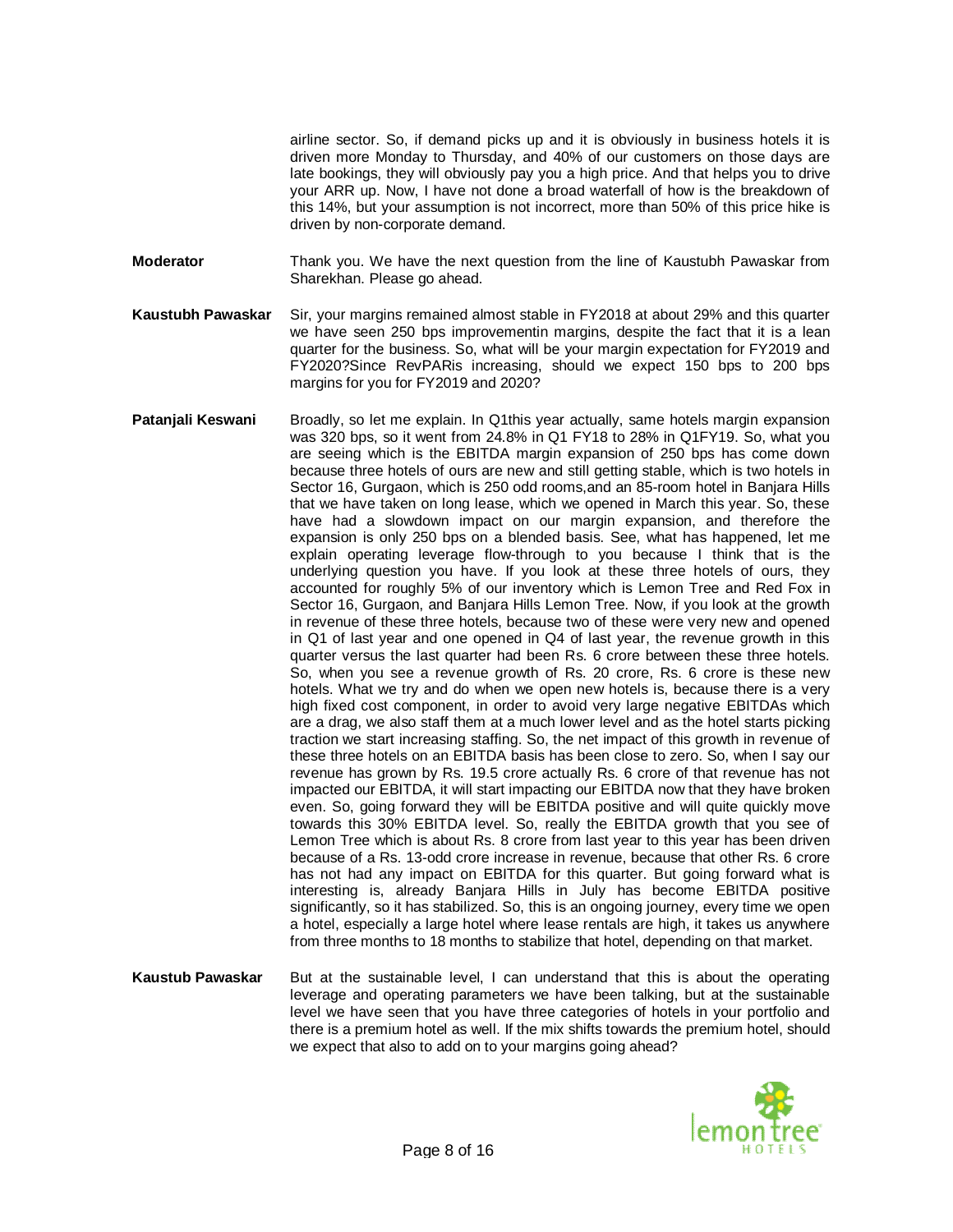airline sector. So, if demand picks up and it is obviously in business hotels it is driven more Monday to Thursday, and 40% of our customers on those days are late bookings, they will obviously pay you a high price. And that helps you to drive your ARR up. Now, I have not done a broad waterfall of how is the breakdown of this 14%, but your assumption is not incorrect, more than 50% of this price hike is driven by non-corporate demand.

**Moderator** Thank you. We have the next question from the line of Kaustubh Pawaskar from Sharekhan. Please go ahead.

**Kaustubh Pawaskar** Sir, your margins remained almost stable in FY2018 at about 29% and this quarter we have seen 250 bps improvementin margins, despite the fact that it is a lean quarter for the business. So, what will be your margin expectation for FY2019 and FY2020?Since RevPARis increasing, should we expect 150 bps to 200 bps margins for you for FY2019 and 2020?

**Patanjali Keswani** Broadly, so let me explain. In Q1this year actually, same hotels margin expansion was 320 bps, so it went from 24.8% in Q1 FY18 to 28% in Q1FY19. So, what you are seeing which is the EBITDA margin expansion of 250 bps has come down because three hotels of ours are new and still getting stable, which is two hotels in Sector 16, Gurgaon, which is 250 odd rooms,and an 85-room hotel in Banjara Hills that we have taken on long lease, which we opened in March this year. So, these have had a slowdown impact on our margin expansion, and therefore the expansion is only 250 bps on a blended basis. See, what has happened, let me explain operating leverage flow-through to you because I think that is the underlying question you have. If you look at these three hotels of ours, they accounted for roughly 5% of our inventory which is Lemon Tree and Red Fox in Sector 16, Gurgaon, and Banjara Hills Lemon Tree. Now, if you look at the growth in revenue of these three hotels, because two of these were very new and opened in Q1 of last year and one opened in Q4 of last year, the revenue growth in this quarter versus the last quarter had been Rs. 6 crore between these three hotels. So, when you see a revenue growth of Rs. 20 crore, Rs. 6 crore is these new hotels. What we try and do when we open new hotels is, because there is a very high fixed cost component, in order to avoid very large negative EBITDAs which are a drag, we also staff them at a much lower level and as the hotel starts picking traction we start increasing staffing. So, the net impact of this growth in revenue of these three hotels on an EBITDA basis has been close to zero. So, when I say our revenue has grown by Rs. 19.5 crore actually Rs. 6 crore of that revenue has not impacted our EBITDA, it will start impacting our EBITDA now that they have broken even. So, going forward they will be EBITDA positive and will quite quickly move towards this 30% EBITDA level. So, really the EBITDA growth that you see of Lemon Tree which is about Rs. 8 crore from last year to this year has been driven because of a Rs. 13-odd crore increase in revenue, because that other Rs. 6 crore has not had any impact on EBITDA for this quarter. But going forward what is interesting is, already Banjara Hills in July has become EBITDA positive significantly, so it has stabilized. So, this is an ongoing journey, every time we open a hotel, especially a large hotel where lease rentals are high, it takes us anywhere from three months to 18 months to stabilize that hotel, depending on that market.

**Kaustub Pawaskar** But at the sustainable level, I can understand that this is about the operating leverage and operating parameters we have been talking, but at the sustainable level we have seen that you have three categories of hotels in your portfolio and there is a premium hotel as well. If the mix shifts towards the premium hotel, should we expect that also to add on to your margins going ahead?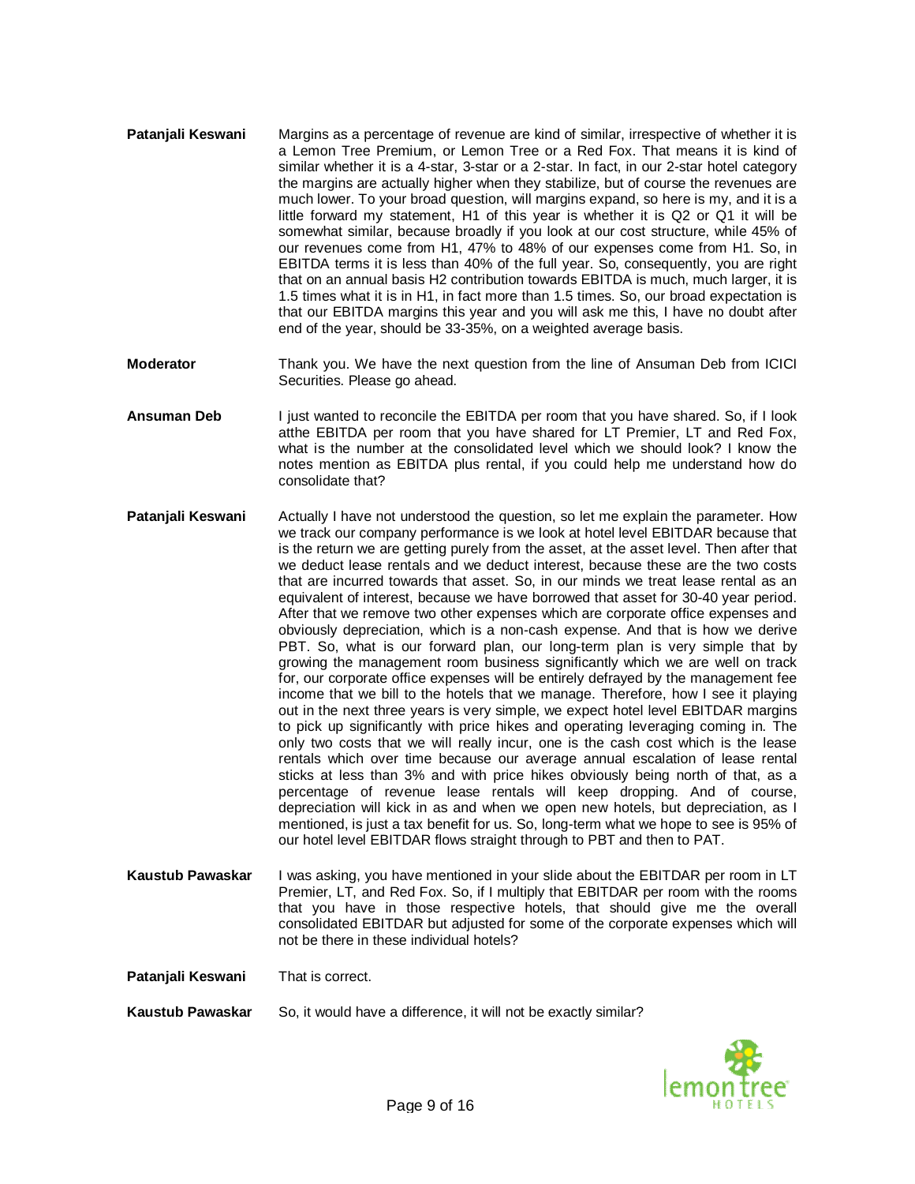**Patanjali Keswani** Margins as a percentage of revenue are kind of similar, irrespective of whether it is a Lemon Tree Premium, or Lemon Tree or a Red Fox. That means it is kind of similar whether it is a 4-star, 3-star or a 2-star. In fact, in our 2-star hotel category the margins are actually higher when they stabilize, but of course the revenues are much lower. To your broad question, will margins expand, so here is my, and it is a little forward my statement, H1 of this year is whether it is Q2 or Q1 it will be somewhat similar, because broadly if you look at our cost structure, while 45% of our revenues come from H1, 47% to 48% of our expenses come from H1. So, in EBITDA terms it is less than 40% of the full year. So, consequently, you are right that on an annual basis H2 contribution towards EBITDA is much, much larger, it is 1.5 times what it is in H1, in fact more than 1.5 times. So, our broad expectation is that our EBITDA margins this year and you will ask me this, I have no doubt after end of the year, should be 33-35%, on a weighted average basis.

**Moderator** Thank you. We have the next question from the line of Ansuman Deb from ICICI Securities. Please go ahead.

**Ansuman Deb** I just wanted to reconcile the EBITDA per room that you have shared. So, if I look atthe EBITDA per room that you have shared for LT Premier, LT and Red Fox, what is the number at the consolidated level which we should look? I know the notes mention as EBITDA plus rental, if you could help me understand how do consolidate that?

**Patanjali Keswani** Actually I have not understood the question, so let me explain the parameter. How we track our company performance is we look at hotel level EBITDAR because that is the return we are getting purely from the asset, at the asset level. Then after that we deduct lease rentals and we deduct interest, because these are the two costs that are incurred towards that asset. So, in our minds we treat lease rental as an equivalent of interest, because we have borrowed that asset for 30-40 year period. After that we remove two other expenses which are corporate office expenses and obviously depreciation, which is a non-cash expense. And that is how we derive PBT. So, what is our forward plan, our long-term plan is very simple that by growing the management room business significantly which we are well on track for, our corporate office expenses will be entirely defrayed by the management fee income that we bill to the hotels that we manage. Therefore, how I see it playing out in the next three years is very simple, we expect hotel level EBITDAR margins to pick up significantly with price hikes and operating leveraging coming in. The only two costs that we will really incur, one is the cash cost which is the lease rentals which over time because our average annual escalation of lease rental sticks at less than 3% and with price hikes obviously being north of that, as a percentage of revenue lease rentals will keep dropping. And of course, depreciation will kick in as and when we open new hotels, but depreciation, as I mentioned, is just a tax benefit for us. So, long-term what we hope to see is 95% of our hotel level EBITDAR flows straight through to PBT and then to PAT.

**Kaustub Pawaskar** I was asking, you have mentioned in your slide about the EBITDAR per room in LT Premier, LT, and Red Fox. So, if I multiply that EBITDAR per room with the rooms that you have in those respective hotels, that should give me the overall consolidated EBITDAR but adjusted for some of the corporate expenses which will not be there in these individual hotels?

**Patanjali Keswani** That is correct.

**Kaustub Pawaskar** So, it would have a difference, it will not be exactly similar?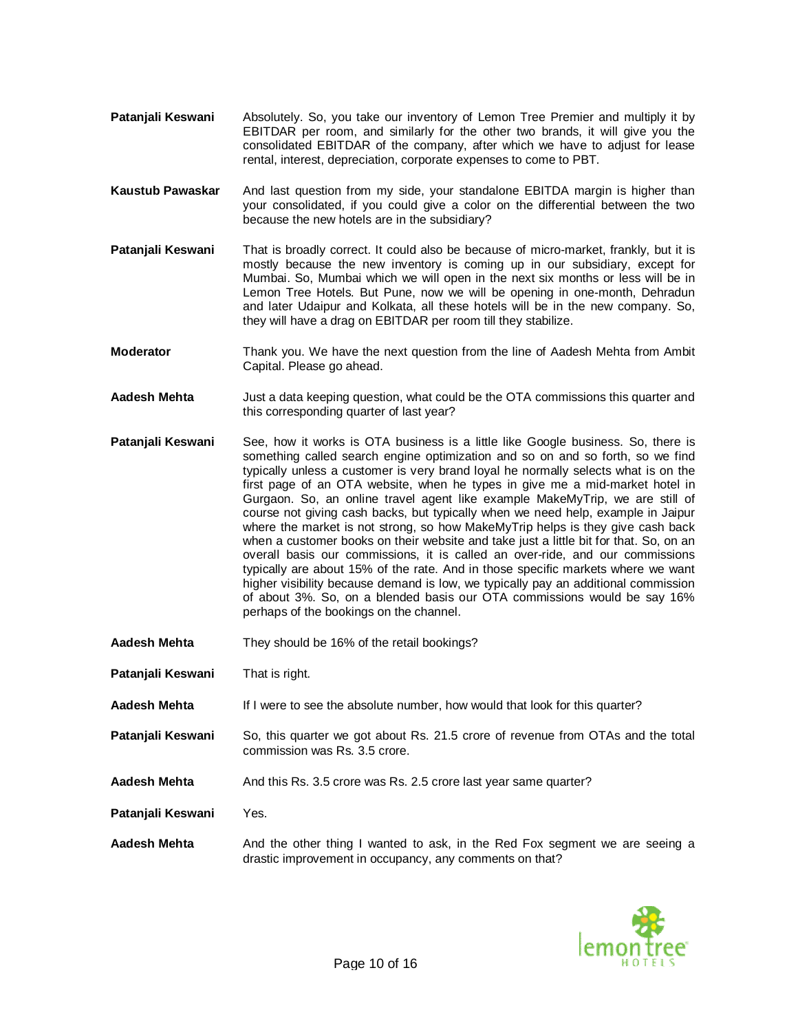**Patanjali Keswani** Absolutely. So, you take our inventory of Lemon Tree Premier and multiply it by EBITDAR per room, and similarly for the other two brands, it will give you the consolidated EBITDAR of the company, after which we have to adjust for lease rental, interest, depreciation, corporate expenses to come to PBT.

**Kaustub Pawaskar** And last question from my side, your standalone EBITDA margin is higher than your consolidated, if you could give a color on the differential between the two because the new hotels are in the subsidiary?

**Patanjali Keswani** That is broadly correct. It could also be because of micro-market, frankly, but it is mostly because the new inventory is coming up in our subsidiary, except for Mumbai. So, Mumbai which we will open in the next six months or less will be in Lemon Tree Hotels. But Pune, now we will be opening in one-month, Dehradun and later Udaipur and Kolkata, all these hotels will be in the new company. So, they will have a drag on EBITDAR per room till they stabilize.

**Moderator** Thank you. We have the next question from the line of Aadesh Mehta from Ambit Capital. Please go ahead.

**Aadesh Mehta** Just a data keeping question, what could be the OTA commissions this quarter and this corresponding quarter of last year?

**Patanjali Keswani** See, how it works is OTA business is a little like Google business. So, there is something called search engine optimization and so on and so forth, so we find typically unless a customer is very brand loyal he normally selects what is on the first page of an OTA website, when he types in give me a mid-market hotel in Gurgaon. So, an online travel agent like example MakeMyTrip, we are still of course not giving cash backs, but typically when we need help, example in Jaipur where the market is not strong, so how MakeMyTrip helps is they give cash back when a customer books on their website and take just a little bit for that. So, on an overall basis our commissions, it is called an over-ride, and our commissions typically are about 15% of the rate. And in those specific markets where we want higher visibility because demand is low, we typically pay an additional commission of about 3%. So, on a blended basis our OTA commissions would be say 16% perhaps of the bookings on the channel.

**Aadesh Mehta** They should be 16% of the retail bookings?

**Patanjali Keswani** That is right.

**Aadesh Mehta** If I were to see the absolute number, how would that look for this quarter?

**Patanjali Keswani** So, this quarter we got about Rs. 21.5 crore of revenue from OTAs and the total commission was Rs. 3.5 crore.

**Aadesh Mehta** And this Rs. 3.5 crore was Rs. 2.5 crore last year same quarter?

**Patanjali Keswani** Yes.

**Aadesh Mehta** And the other thing I wanted to ask, in the Red Fox segment we are seeing a drastic improvement in occupancy, any comments on that?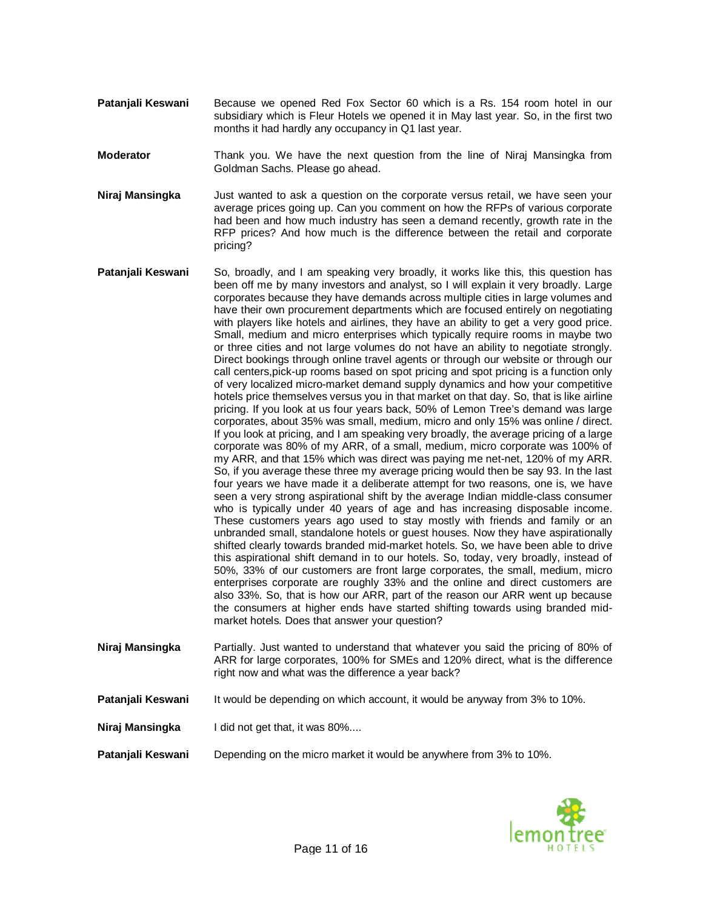**Patanjali Keswani** Because we opened Red Fox Sector 60 which is a Rs. 154 room hotel in our subsidiary which is Fleur Hotels we opened it in May last year. So, in the first two months it had hardly any occupancy in Q1 last year.

**Moderator** Thank you. We have the next question from the line of Niraj Mansingka from Goldman Sachs. Please go ahead.

**Niraj Mansingka** Just wanted to ask a question on the corporate versus retail, we have seen your average prices going up. Can you comment on how the RFPs of various corporate had been and how much industry has seen a demand recently, growth rate in the RFP prices? And how much is the difference between the retail and corporate pricing?

**Patanjali Keswani** So, broadly, and I am speaking very broadly, it works like this, this question has been off me by many investors and analyst, so I will explain it very broadly. Large corporates because they have demands across multiple cities in large volumes and have their own procurement departments which are focused entirely on negotiating with players like hotels and airlines, they have an ability to get a very good price. Small, medium and micro enterprises which typically require rooms in maybe two or three cities and not large volumes do not have an ability to negotiate strongly. Direct bookings through online travel agents or through our website or through our call centers,pick-up rooms based on spot pricing and spot pricing is a function only of very localized micro-market demand supply dynamics and how your competitive hotels price themselves versus you in that market on that day. So, that is like airline pricing. If you look at us four years back, 50% of Lemon Tree's demand was large corporates, about 35% was small, medium, micro and only 15% was online / direct. If you look at pricing, and I am speaking very broadly, the average pricing of a large corporate was 80% of my ARR, of a small, medium, micro corporate was 100% of my ARR, and that 15% which was direct was paying me net-net, 120% of my ARR. So, if you average these three my average pricing would then be say 93. In the last four years we have made it a deliberate attempt for two reasons, one is, we have seen a very strong aspirational shift by the average Indian middle-class consumer who is typically under 40 years of age and has increasing disposable income. These customers years ago used to stay mostly with friends and family or an unbranded small, standalone hotels or guest houses. Now they have aspirationally shifted clearly towards branded mid-market hotels. So, we have been able to drive this aspirational shift demand in to our hotels. So, today, very broadly, instead of 50%, 33% of our customers are front large corporates, the small, medium, micro enterprises corporate are roughly 33% and the online and direct customers are also 33%. So, that is how our ARR, part of the reason our ARR went up because the consumers at higher ends have started shifting towards using branded mid-market hotels. Does that answer your question?

**Niraj Mansingka** Partially. Just wanted to understand that whatever you said the pricing of 80% of ARR for large corporates, 100% for SMEs and 120% direct, what is the difference right now and what was the difference a year back?

**Patanjali Keswani** It would be depending on which account, it would be anyway from 3% to 10%.

**Niraj Mansingka** I did not get that, it was 80%....

**Patanjali Keswani** Depending on the micro market it would be anywhere from 3% to 10%.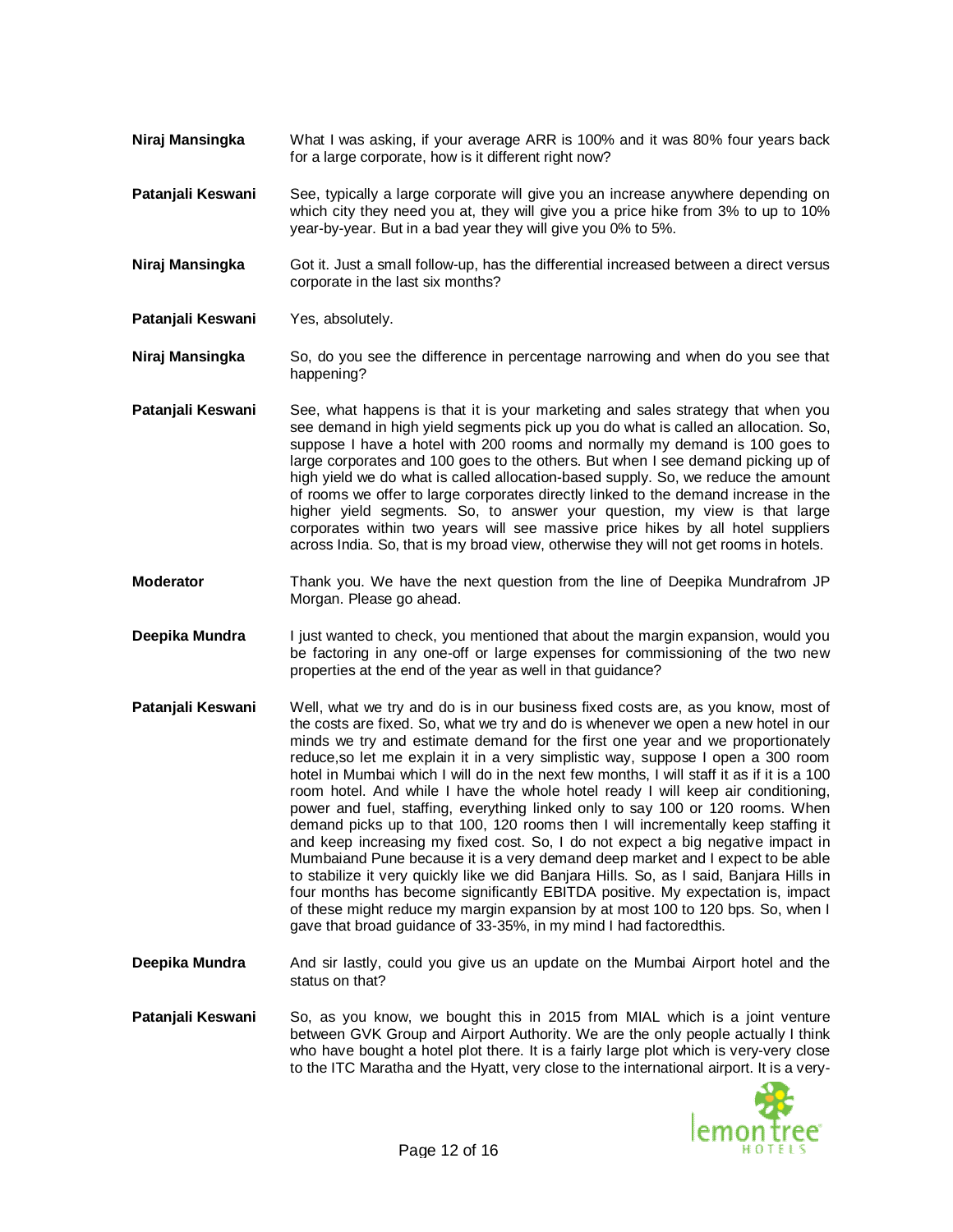**Niraj Mansingka** What I was asking, if your average ARR is 100% and it was 80% four years back for a large corporate, how is it different right now?

**Patanjali Keswani** See, typically a large corporate will give you an increase anywhere depending on which city they need you at, they will give you a price hike from 3% to up to 10% year-by-year. But in a bad year they will give you 0% to 5%.

**Niraj Mansingka** Got it. Just a small follow-up, has the differential increased between a direct versus corporate in the last six months?

**Patanjali Keswani** Yes, absolutely.

**Niraj Mansingka** So, do you see the difference in percentage narrowing and when do you see that happening?

**Patanjali Keswani** See, what happens is that it is your marketing and sales strategy that when you see demand in high yield segments pick up you do what is called an allocation. So, suppose I have a hotel with 200 rooms and normally my demand is 100 goes to large corporates and 100 goes to the others. But when I see demand picking up of high yield we do what is called allocation-based supply. So, we reduce the amount of rooms we offer to large corporates directly linked to the demand increase in the higher yield segments. So, to answer your question, my view is that large corporates within two years will see massive price hikes by all hotel suppliers across India. So, that is my broad view, otherwise they will not get rooms in hotels.

**Moderator** Thank you. We have the next question from the line of Deepika Mundrafrom JP Morgan. Please go ahead.

**Deepika Mundra** I just wanted to check, you mentioned that about the margin expansion, would you be factoring in any one-off or large expenses for commissioning of the two new properties at the end of the year as well in that guidance?

**Patanjali Keswani** Well, what we try and do is in our business fixed costs are, as you know, most of the costs are fixed. So, what we try and do is whenever we open a new hotel in our minds we try and estimate demand for the first one year and we proportionately reduce,so let me explain it in a very simplistic way, suppose I open a 300 room hotel in Mumbai which I will do in the next few months, I will staff it as if it is a 100 room hotel. And while I have the whole hotel ready I will keep air conditioning, power and fuel, staffing, everything linked only to say 100 or 120 rooms. When demand picks up to that 100, 120 rooms then I will incrementally keep staffing it and keep increasing my fixed cost. So, I do not expect a big negative impact in Mumbaiand Pune because it is a very demand deep market and I expect to be able to stabilize it very quickly like we did Banjara Hills. So, as I said, Banjara Hills in four months has become significantly EBITDA positive. My expectation is, impact of these might reduce my margin expansion by at most 100 to 120 bps. So, when I gave that broad guidance of 33-35%, in my mind I had factoredthis.

**Deepika Mundra** And sir lastly, could you give us an update on the Mumbai Airport hotel and the status on that?

**Patanjali Keswani** So, as you know, we bought this in 2015 from MIAL which is a joint venture between GVK Group and Airport Authority. We are the only people actually I think who have bought a hotel plot there. It is a fairly large plot which is very-very close to the ITC Maratha and the Hyatt, very close to the international airport. It is a very-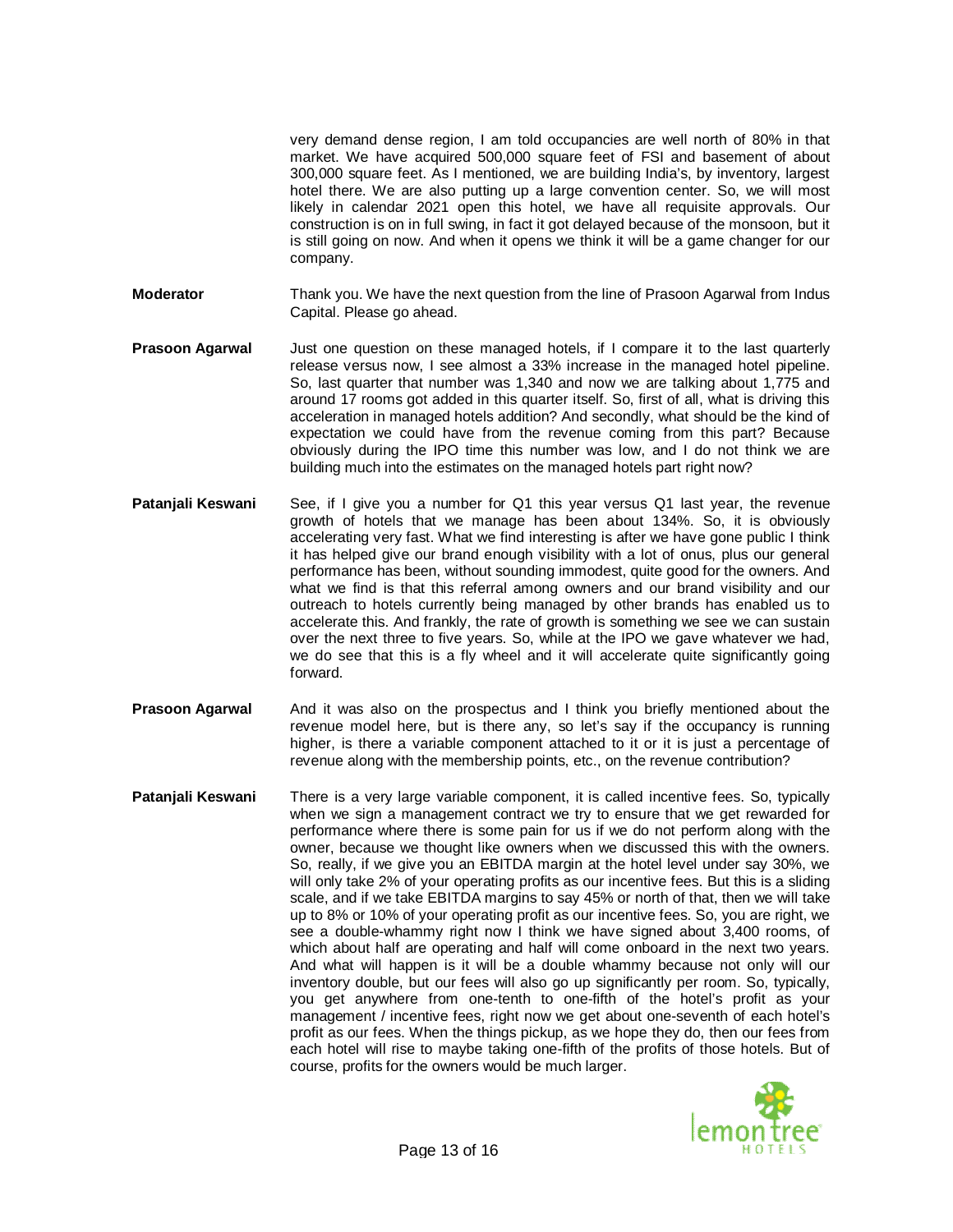very demand dense region, I am told occupancies are well north of 80% in that market. We have acquired 500,000 square feet of FSI and basement of about 300,000 square feet. As I mentioned, we are building India's, by inventory, largest hotel there. We are also putting up a large convention center. So, we will most likely in calendar 2021 open this hotel, we have all requisite approvals. Our construction is on in full swing, in fact it got delayed because of the monsoon, but it is still going on now. And when it opens we think it will be a game changer for our company.

**Moderator** Thank you. We have the next question from the line of Prasoon Agarwal from Indus Capital. Please go ahead.

**Prasoon Agarwal** Just one question on these managed hotels, if I compare it to the last quarterly release versus now, I see almost a 33% increase in the managed hotel pipeline. So, last quarter that number was 1,340 and now we are talking about 1,775 and around 17 rooms got added in this quarter itself. So, first of all, what is driving this acceleration in managed hotels addition? And secondly, what should be the kind of expectation we could have from the revenue coming from this part? Because obviously during the IPO time this number was low, and I do not think we are building much into the estimates on the managed hotels part right now?

**Patanjali Keswani** See, if I give you a number for Q1 this year versus Q1 last year, the revenue growth of hotels that we manage has been about 134%. So, it is obviously accelerating very fast. What we find interesting is after we have gone public I think it has helped give our brand enough visibility with a lot of onus, plus our general performance has been, without sounding immodest, quite good for the owners. And what we find is that this referral among owners and our brand visibility and our outreach to hotels currently being managed by other brands has enabled us to accelerate this. And frankly, the rate of growth is something we see we can sustain over the next three to five years. So, while at the IPO we gave whatever we had, we do see that this is a fly wheel and it will accelerate quite significantly going forward.

**Prasoon Agarwal** And it was also on the prospectus and I think you briefly mentioned about the revenue model here, but is there any, so let's say if the occupancy is running higher, is there a variable component attached to it or it is just a percentage of revenue along with the membership points, etc., on the revenue contribution?

**Patanjali Keswani** There is a very large variable component, it is called incentive fees. So, typically when we sign a management contract we try to ensure that we get rewarded for performance where there is some pain for us if we do not perform along with the owner, because we thought like owners when we discussed this with the owners. So, really, if we give you an EBITDA margin at the hotel level under say 30%, we will only take 2% of your operating profits as our incentive fees. But this is a sliding scale, and if we take EBITDA margins to say 45% or north of that, then we will take up to 8% or 10% of your operating profit as our incentive fees. So, you are right, we see a double-whammy right now I think we have signed about 3,400 rooms, of which about half are operating and half will come onboard in the next two years. And what will happen is it will be a double whammy because not only will our inventory double, but our fees will also go up significantly per room. So, typically, you get anywhere from one-tenth to one-fifth of the hotel's profit as your management / incentive fees, right now we get about one-seventh of each hotel's profit as our fees. When the things pickup, as we hope they do, then our fees from each hotel will rise to maybe taking one-fifth of the profits of those hotels. But of course, profits for the owners would be much larger.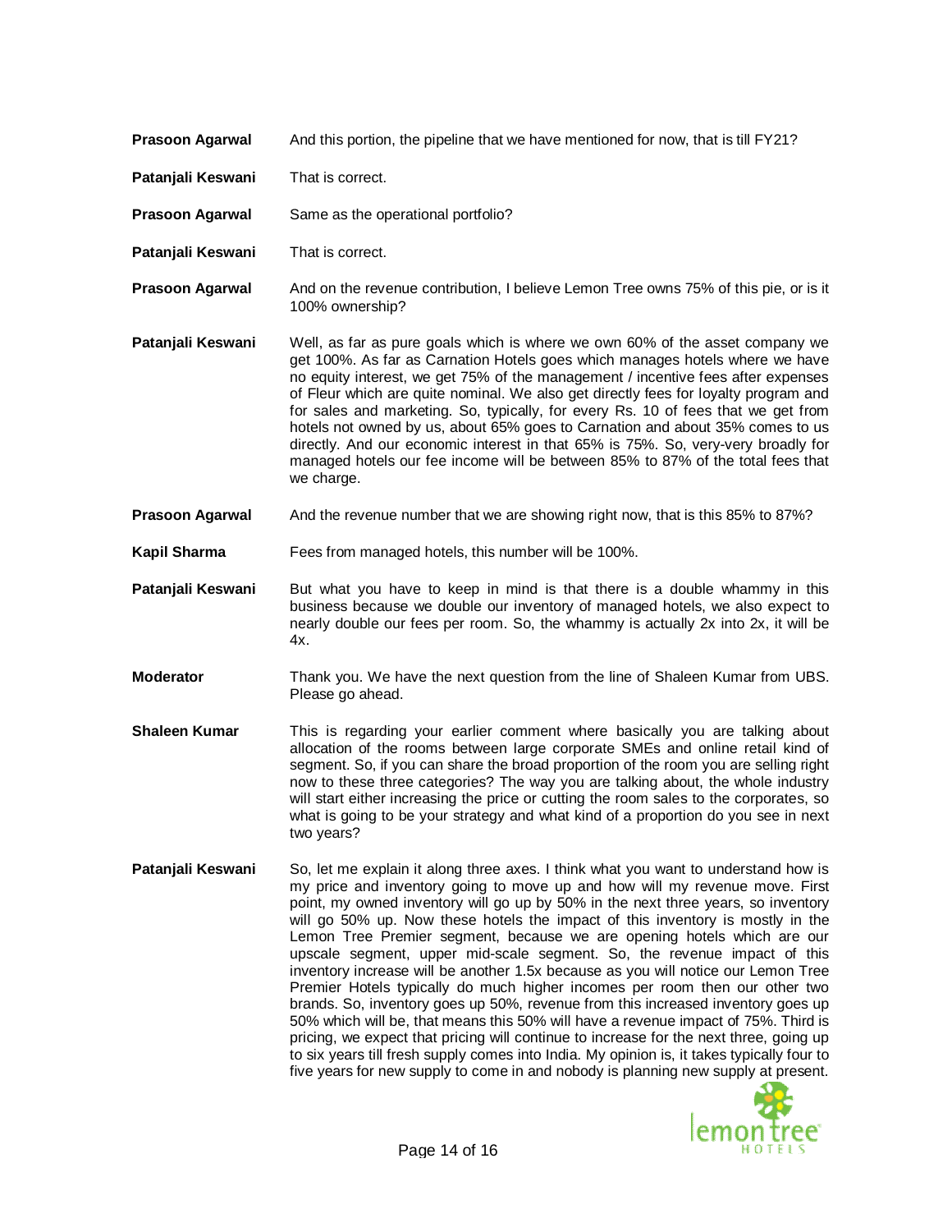**Prasoon Agarwal** And this portion, the pipeline that we have mentioned for now, that is till FY21?

**Patanjali Keswani** That is correct.

**Prasoon Agarwal** Same as the operational portfolio?

**Patanjali Keswani** That is correct.

**Prasoon Agarwal** And on the revenue contribution, I believe Lemon Tree owns 75% of this pie, or is it 100% ownership?

**Patanjali Keswani** Well, as far as pure goals which is where we own 60% of the asset company we get 100%. As far as Carnation Hotels goes which manages hotels where we have no equity interest, we get 75% of the management / incentive fees after expenses of Fleur which are quite nominal. We also get directly fees for loyalty program and for sales and marketing. So, typically, for every Rs. 10 of fees that we get from hotels not owned by us, about 65% goes to Carnation and about 35% comes to us directly. And our economic interest in that 65% is 75%. So, very-very broadly for managed hotels our fee income will be between 85% to 87% of the total fees that we charge.

**Prasoon Agarwal** And the revenue number that we are showing right now, that is this 85% to 87%?

**Kapil Sharma** Fees from managed hotels, this number will be 100%.

**Patanjali Keswani** But what you have to keep in mind is that there is a double whammy in this business because we double our inventory of managed hotels, we also expect to nearly double our fees per room. So, the whammy is actually 2x into 2x, it will be 4x.

**Moderator** Thank you. We have the next question from the line of Shaleen Kumar from UBS. Please go ahead.

**Shaleen Kumar** This is regarding your earlier comment where basically you are talking about allocation of the rooms between large corporate SMEs and online retail kind of segment. So, if you can share the broad proportion of the room you are selling right now to these three categories? The way you are talking about, the whole industry will start either increasing the price or cutting the room sales to the corporates, so what is going to be your strategy and what kind of a proportion do you see in next two years?

**Patanjali Keswani** So, let me explain it along three axes. I think what you want to understand how is my price and inventory going to move up and how will my revenue move. First point, my owned inventory will go up by 50% in the next three years, so inventory will go 50% up. Now these hotels the impact of this inventory is mostly in the Lemon Tree Premier segment, because we are opening hotels which are our upscale segment, upper mid-scale segment. So, the revenue impact of this inventory increase will be another 1.5x because as you will notice our Lemon Tree Premier Hotels typically do much higher incomes per room then our other two brands. So, inventory goes up 50%, revenue from this increased inventory goes up 50% which will be, that means this 50% will have a revenue impact of 75%. Third is pricing, we expect that pricing will continue to increase for the next three, going up to six years till fresh supply comes into India. My opinion is, it takes typically four to five years for new supply to come in and nobody is planning new supply at present.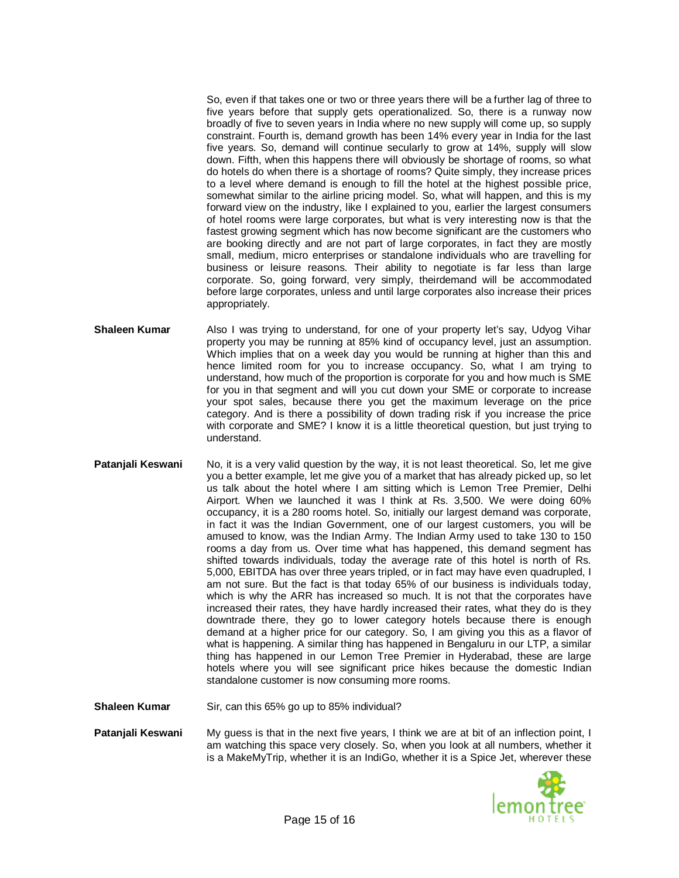So, even if that takes one or two or three years there will be a further lag of three to five years before that supply gets operationalized. So, there is a runway now broadly of five to seven years in India where no new supply will come up, so supply constraint. Fourth is, demand growth has been 14% every year in India for the last five years. So, demand will continue secularly to grow at 14%, supply will slow down. Fifth, when this happens there will obviously be shortage of rooms, so what do hotels do when there is a shortage of rooms? Quite simply, they increase prices to a level where demand is enough to fill the hotel at the highest possible price, somewhat similar to the airline pricing model. So, what will happen, and this is my forward view on the industry, like I explained to you, earlier the largest consumers of hotel rooms were large corporates, but what is very interesting now is that the fastest growing segment which has now become significant are the customers who are booking directly and are not part of large corporates, in fact they are mostly small, medium, micro enterprises or standalone individuals who are travelling for business or leisure reasons. Their ability to negotiate is far less than large corporate. So, going forward, very simply, theirdemand will be accommodated before large corporates, unless and until large corporates also increase their prices appropriately.

**Shaleen Kumar** Also I was trying to understand, for one of your property let's say, Udyog Vihar property you may be running at 85% kind of occupancy level, just an assumption. Which implies that on a week day you would be running at higher than this and hence limited room for you to increase occupancy. So, what I am trying to understand, how much of the proportion is corporate for you and how much is SME for you in that segment and will you cut down your SME or corporate to increase your spot sales, because there you get the maximum leverage on the price category. And is there a possibility of down trading risk if you increase the price with corporate and SME? I know it is a little theoretical question, but just trying to understand.

**Patanjali Keswani** No, it is a very valid question by the way, it is not least theoretical. So, let me give you a better example, let me give you of a market that has already picked up, so let us talk about the hotel where I am sitting which is Lemon Tree Premier, Delhi Airport. When we launched it was I think at Rs. 3,500. We were doing 60% occupancy, it is a 280 rooms hotel. So, initially our largest demand was corporate, in fact it was the Indian Government, one of our largest customers, you will be amused to know, was the Indian Army. The Indian Army used to take 130 to 150 rooms a day from us. Over time what has happened, this demand segment has shifted towards individuals, today the average rate of this hotel is north of Rs. 5,000, EBITDA has over three years tripled, or in fact may have even quadrupled, I am not sure. But the fact is that today 65% of our business is individuals today, which is why the ARR has increased so much. It is not that the corporates have increased their rates, they have hardly increased their rates, what they do is they downtrade there, they go to lower category hotels because there is enough demand at a higher price for our category. So, I am giving you this as a flavor of what is happening. A similar thing has happened in Bengaluru in our LTP, a similar thing has happened in our Lemon Tree Premier in Hyderabad, these are large hotels where you will see significant price hikes because the domestic Indian standalone customer is now consuming more rooms.

**Shaleen Kumar** Sir, can this 65% go up to 85% individual?

**Patanjali Keswani** My guess is that in the next five years, I think we are at bit of an inflection point, I am watching this space very closely. So, when you look at all numbers, whether it is a MakeMyTrip, whether it is an IndiGo, whether it is a Spice Jet, wherever these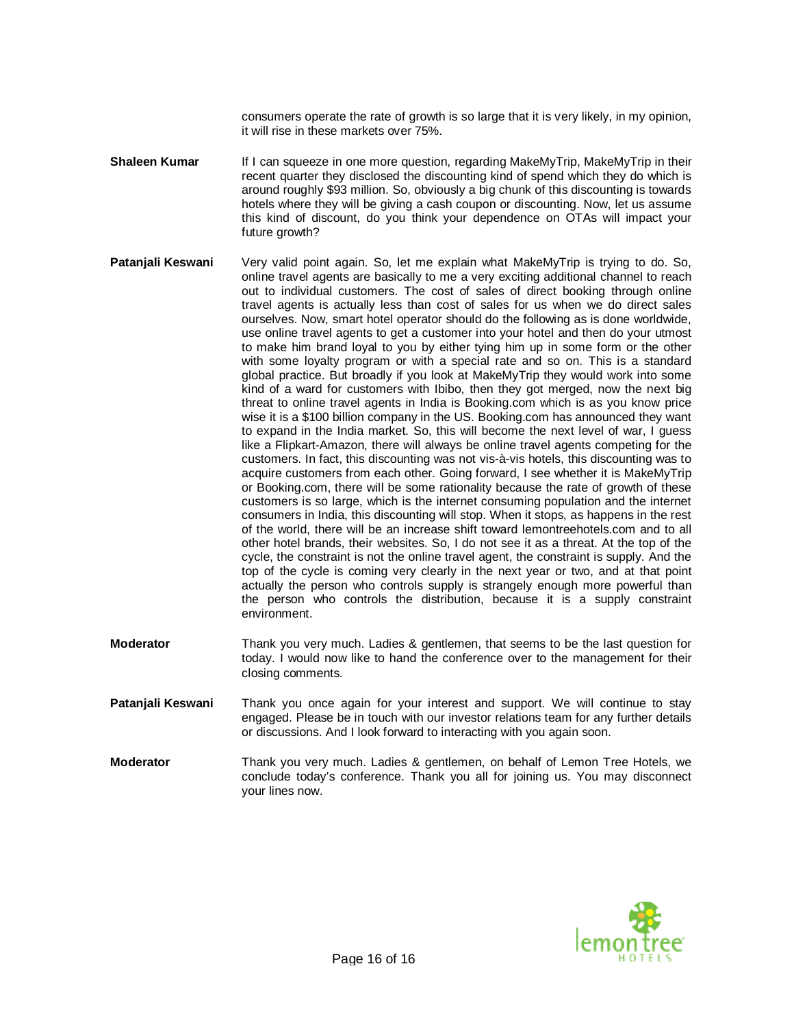consumers operate the rate of growth is so large that it is very likely, in my opinion, it will rise in these markets over 75%.

**Shaleen Kumar** If I can squeeze in one more question, regarding MakeMyTrip, MakeMyTrip in their recent quarter they disclosed the discounting kind of spend which they do which is around roughly $93 million. So, obviously a big chunk of this discounting is towards hotels where they will be giving a cash coupon or discounting. Now, let us assume this kind of discount, do you think your dependence on OTAs will impact your future growth?

**Patanjali Keswani** Very valid point again. So, let me explain what MakeMyTrip is trying to do. So, online travel agents are basically to me a very exciting additional channel to reach out to individual customers. The cost of sales of direct booking through online travel agents is actually less than cost of sales for us when we do direct sales ourselves. Now, smart hotel operator should do the following as is done worldwide, use online travel agents to get a customer into your hotel and then do your utmost to make him brand loyal to you by either tying him up in some form or the other with some loyalty program or with a special rate and so on. This is a standard global practice. But broadly if you look at MakeMyTrip they would work into some kind of a ward for customers with Ibibo, then they got merged, now the next big threat to online travel agents in India is Booking.com which is as you know price wise it is a $100 billion company in the US. Booking.com has announced they want to expand in the India market. So, this will become the next level of war, I guess like a Flipkart-Amazon, there will always be online travel agents competing for the customers. In fact, this discounting was not vis-à-vis hotels, this discounting was to acquire customers from each other. Going forward, I see whether it is MakeMyTrip or Booking.com, there will be some rationality because the rate of growth of these customers is so large, which is the internet consuming population and the internet consumers in India, this discounting will stop. When it stops, as happens in the rest of the world, there will be an increase shift toward lemontreehotels.com and to all other hotel brands, their websites. So, I do not see it as a threat. At the top of the cycle, the constraint is not the online travel agent, the constraint is supply. And the top of the cycle is coming very clearly in the next year or two, and at that point actually the person who controls supply is strangely enough more powerful than the person who controls the distribution, because it is a supply constraint environment.

**Moderator** Thank you very much. Ladies & gentlemen, that seems to be the last question for today. I would now like to hand the conference over to the management for their closing comments.

**Patanjali Keswani** Thank you once again for your interest and support. We will continue to stay engaged. Please be in touch with our investor relations team for any further details or discussions. And I look forward to interacting with you again soon.

**Moderator** Thank you very much. Ladies & gentlemen, on behalf of Lemon Tree Hotels, we conclude today's conference. Thank you all for joining us. You may disconnect your lines now.